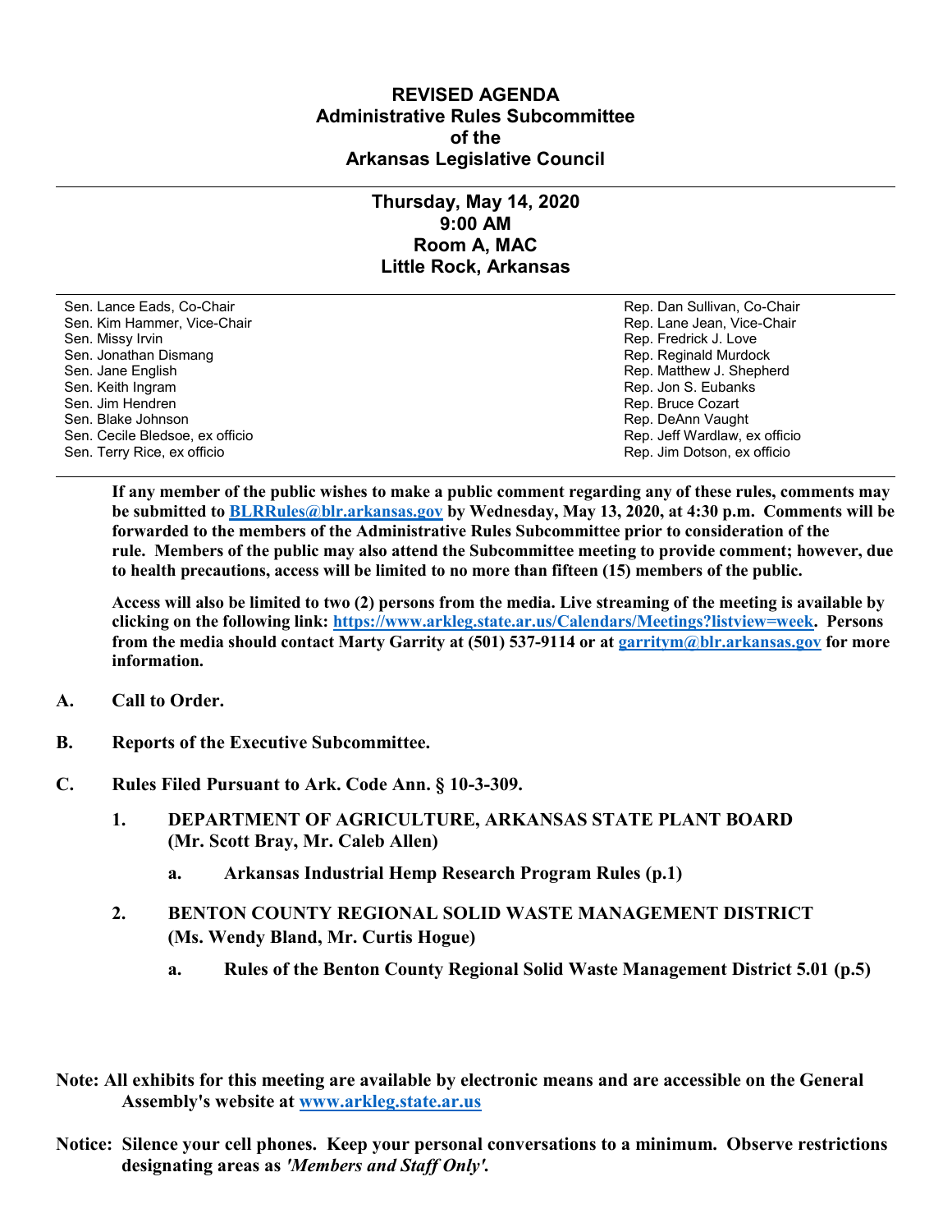# REVISED AGENDA
# Administrative Rules Subcommittee
# of the
# Arkansas Legislative Council

## Thursday, May 14, 2020
## 9:00 AM
## Room A, MAC
## Little Rock, Arkansas

| | |
|---|---|
| Sen. Lance Eads, Co-Chair | Rep. Dan Sullivan, Co-Chair |
| Sen. Kim Hammer, Vice-Chair | Rep. Lane Jean, Vice-Chair |
| Sen. Missy Irvin | Rep. Fredrick J. Love |
| Sen. Jonathan Dismang | Rep. Reginald Murdock |
| Sen. Jane English | Rep. Matthew J. Shepherd |
| Sen. Keith Ingram | Rep. Jon S. Eubanks |
| Sen. Jim Hendren | Rep. Bruce Cozart |
| Sen. Blake Johnson | Rep. DeAnn Vaught |
| Sen. Cecile Bledsoe, ex officio | Rep. Jeff Wardlaw, ex officio |
| Sen. Terry Rice, ex officio | Rep. Jim Dotson, ex officio |

**If any member of the public wishes to make a public comment regarding any of these rules, comments may be submitted to [BLRRules@blr.arkansas.gov](mailto:BLRRules@blr.arkansas.gov) by Wednesday, May 13, 2020, at 4:30 p.m. Comments will be forwarded to the members of the Administrative Rules Subcommittee prior to consideration of the rule. Members of the public may also attend the Subcommittee meeting to provide comment; however, due to health precautions, access will be limited to no more than fifteen (15) members of the public.**

**Access will also be limited to two (2) persons from the media. Live streaming of the meeting is available by clicking on the following link: [https://www.arkleg.state.ar.us/Calendars/Meetings?listview=week](https://www.arkleg.state.ar.us/Calendars/Meetings?listview=week). Persons from the media should contact Marty Garrity at (501) 537-9114 or at [garritym@blr.arkansas.gov](mailto:garritym@blr.arkansas.gov) for more information.**

**A. Call to Order.**

**B. Reports of the Executive Subcommittee.**

**C. Rules Filed Pursuant to Ark. Code Ann. § 10-3-309.**

1. **DEPARTMENT OF AGRICULTURE, ARKANSAS STATE PLANT BOARD (Mr. Scott Bray, Mr. Caleb Allen)**
   a. **Arkansas Industrial Hemp Research Program Rules (p.1)**

2. **BENTON COUNTY REGIONAL SOLID WASTE MANAGEMENT DISTRICT (Ms. Wendy Bland, Mr. Curtis Hogue)**
   a. **Rules of the Benton County Regional Solid Waste Management District 5.01 (p.5)**

**Note: All exhibits for this meeting are available by electronic means and are accessible on the General Assembly's website at [www.arkleg.state.ar.us](http://www.arkleg.state.ar.us)**

**Notice: Silence your cell phones. Keep your personal conversations to a minimum. Observe restrictions designating areas as *'Members and Staff Only'*.**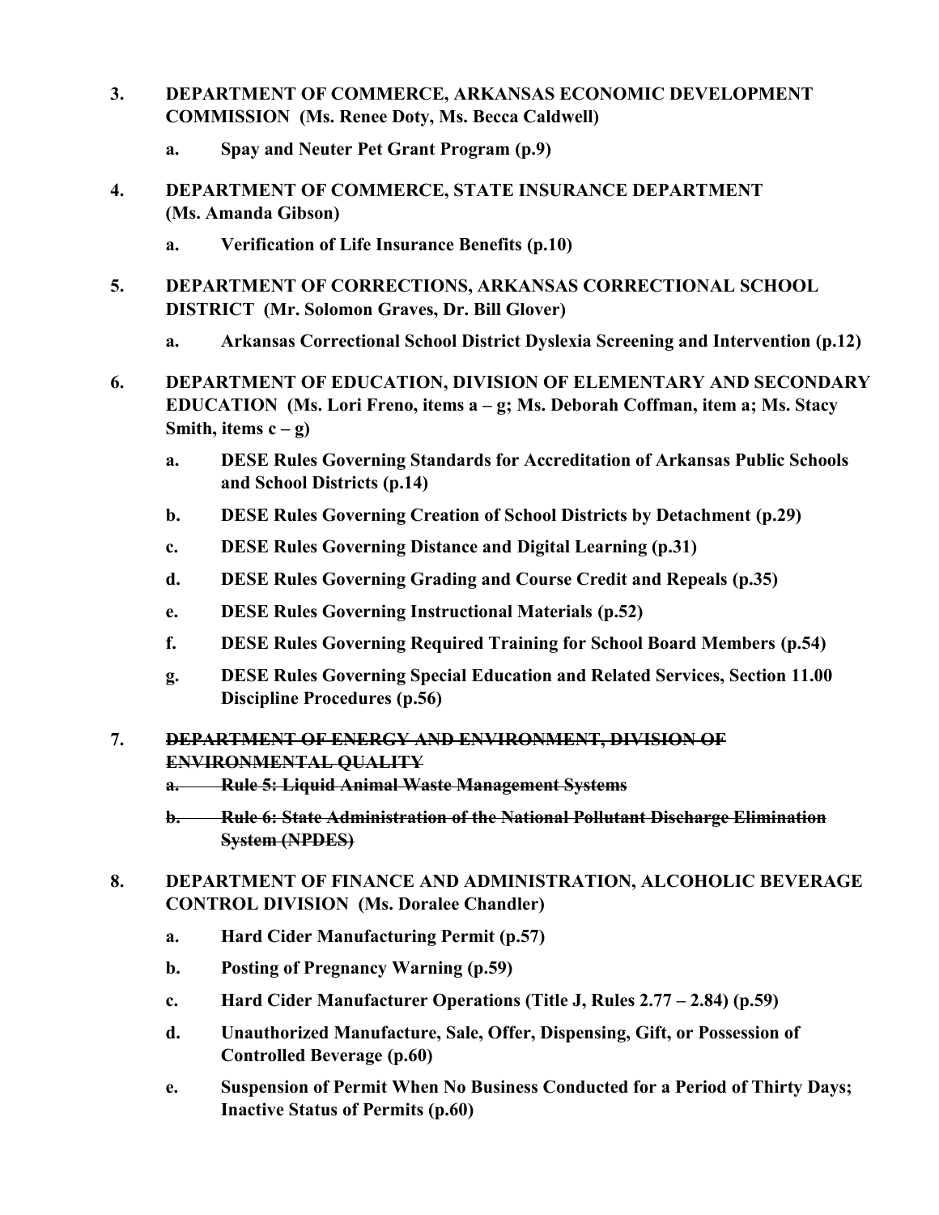3. **DEPARTMENT OF COMMERCE, ARKANSAS ECONOMIC DEVELOPMENT COMMISSION (Ms. Renee Doty, Ms. Becca Caldwell)**

   a. **Spay and Neuter Pet Grant Program (p.9)**

4. **DEPARTMENT OF COMMERCE, STATE INSURANCE DEPARTMENT (Ms. Amanda Gibson)**

   a. **Verification of Life Insurance Benefits (p.10)**

5. **DEPARTMENT OF CORRECTIONS, ARKANSAS CORRECTIONAL SCHOOL DISTRICT (Mr. Solomon Graves, Dr. Bill Glover)**

   a. **Arkansas Correctional School District Dyslexia Screening and Intervention (p.12)**

6. **DEPARTMENT OF EDUCATION, DIVISION OF ELEMENTARY AND SECONDARY EDUCATION (Ms. Lori Freno, items a – g; Ms. Deborah Coffman, item a; Ms. Stacy Smith, items c – g)**

   a. **DESE Rules Governing Standards for Accreditation of Arkansas Public Schools and School Districts (p.14)**

   b. **DESE Rules Governing Creation of School Districts by Detachment (p.29)**

   c. **DESE Rules Governing Distance and Digital Learning (p.31)**

   d. **DESE Rules Governing Grading and Course Credit and Repeals (p.35)**

   e. **DESE Rules Governing Instructional Materials (p.52)**

   f. **DESE Rules Governing Required Training for School Board Members (p.54)**

   g. **DESE Rules Governing Special Education and Related Services, Section 11.00 Discipline Procedures (p.56)**

7. ~~**DEPARTMENT OF ENERGY AND ENVIRONMENT, DIVISION OF ENVIRONMENTAL QUALITY**~~

   a. ~~**Rule 5: Liquid Animal Waste Management Systems**~~

   b. ~~**Rule 6: State Administration of the National Pollutant Discharge Elimination System (NPDES)**~~

8. **DEPARTMENT OF FINANCE AND ADMINISTRATION, ALCOHOLIC BEVERAGE CONTROL DIVISION (Ms. Doralee Chandler)**

   a. **Hard Cider Manufacturing Permit (p.57)**

   b. **Posting of Pregnancy Warning (p.59)**

   c. **Hard Cider Manufacturer Operations (Title J, Rules 2.77 – 2.84) (p.59)**

   d. **Unauthorized Manufacture, Sale, Offer, Dispensing, Gift, or Possession of Controlled Beverage (p.60)**

   e. **Suspension of Permit When No Business Conducted for a Period of Thirty Days; Inactive Status of Permits (p.60)**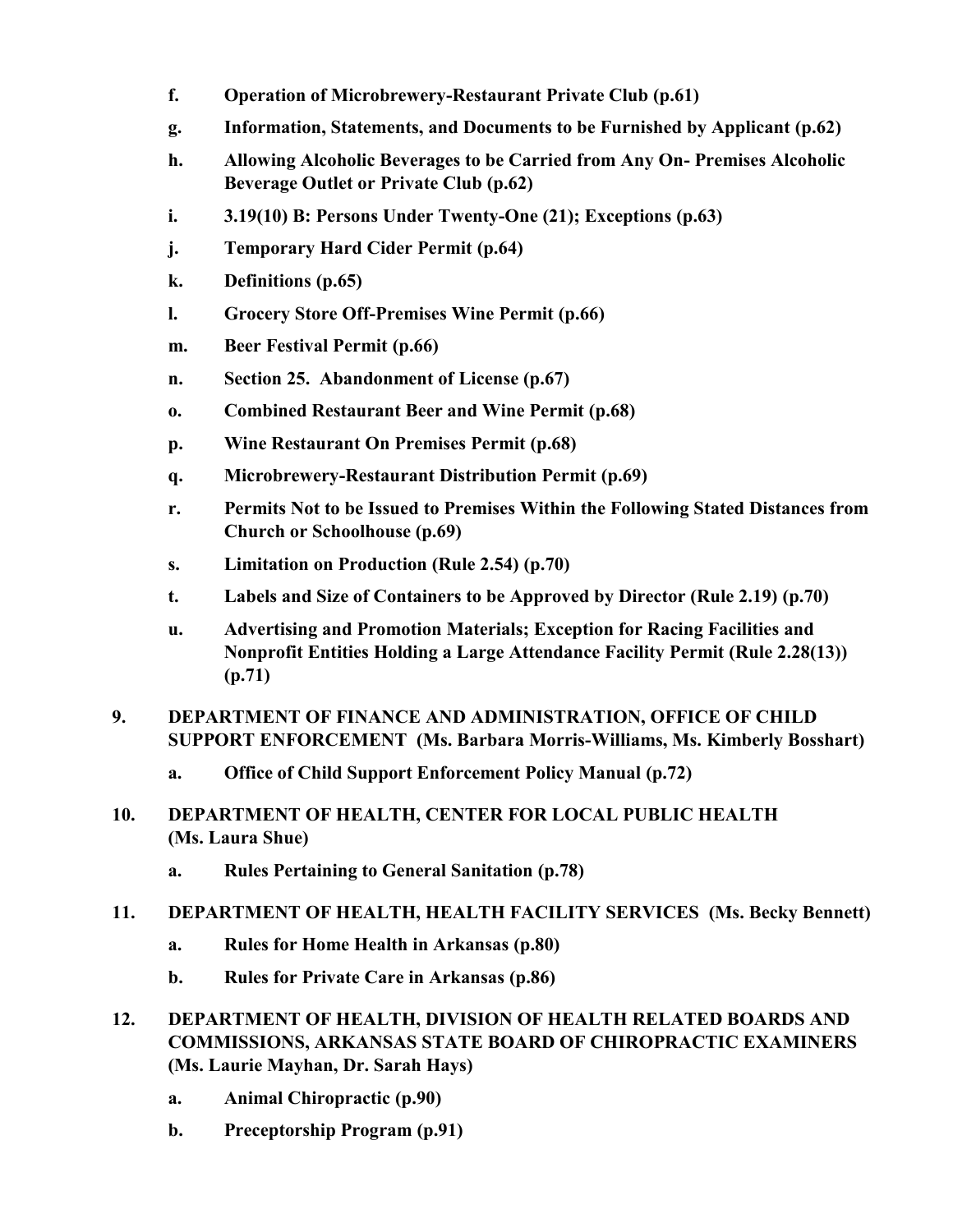- **f. Operation of Microbrewery-Restaurant Private Club (p.61)**
- **g. Information, Statements, and Documents to be Furnished by Applicant (p.62)**
- **h. Allowing Alcoholic Beverages to be Carried from Any On- Premises Alcoholic Beverage Outlet or Private Club (p.62)**
- **i. 3.19(10) B: Persons Under Twenty-One (21); Exceptions (p.63)**
- **j. Temporary Hard Cider Permit (p.64)**
- **k. Definitions (p.65)**
- **l. Grocery Store Off-Premises Wine Permit (p.66)**
- **m. Beer Festival Permit (p.66)**
- **n. Section 25. Abandonment of License (p.67)**
- **o. Combined Restaurant Beer and Wine Permit (p.68)**
- **p. Wine Restaurant On Premises Permit (p.68)**
- **q. Microbrewery-Restaurant Distribution Permit (p.69)**
- **r. Permits Not to be Issued to Premises Within the Following Stated Distances from Church or Schoolhouse (p.69)**
- **s. Limitation on Production (Rule 2.54) (p.70)**
- **t. Labels and Size of Containers to be Approved by Director (Rule 2.19) (p.70)**
- **u. Advertising and Promotion Materials; Exception for Racing Facilities and Nonprofit Entities Holding a Large Attendance Facility Permit (Rule 2.28(13)) (p.71)**

**9. DEPARTMENT OF FINANCE AND ADMINISTRATION, OFFICE OF CHILD SUPPORT ENFORCEMENT (Ms. Barbara Morris-Williams, Ms. Kimberly Bosshart)**

- **a. Office of Child Support Enforcement Policy Manual (p.72)**

**10. DEPARTMENT OF HEALTH, CENTER FOR LOCAL PUBLIC HEALTH (Ms. Laura Shue)**

- **a. Rules Pertaining to General Sanitation (p.78)**

**11. DEPARTMENT OF HEALTH, HEALTH FACILITY SERVICES (Ms. Becky Bennett)**

- **a. Rules for Home Health in Arkansas (p.80)**
- **b. Rules for Private Care in Arkansas (p.86)**

**12. DEPARTMENT OF HEALTH, DIVISION OF HEALTH RELATED BOARDS AND COMMISSIONS, ARKANSAS STATE BOARD OF CHIROPRACTIC EXAMINERS (Ms. Laurie Mayhan, Dr. Sarah Hays)**

- **a. Animal Chiropractic (p.90)**
- **b. Preceptorship Program (p.91)**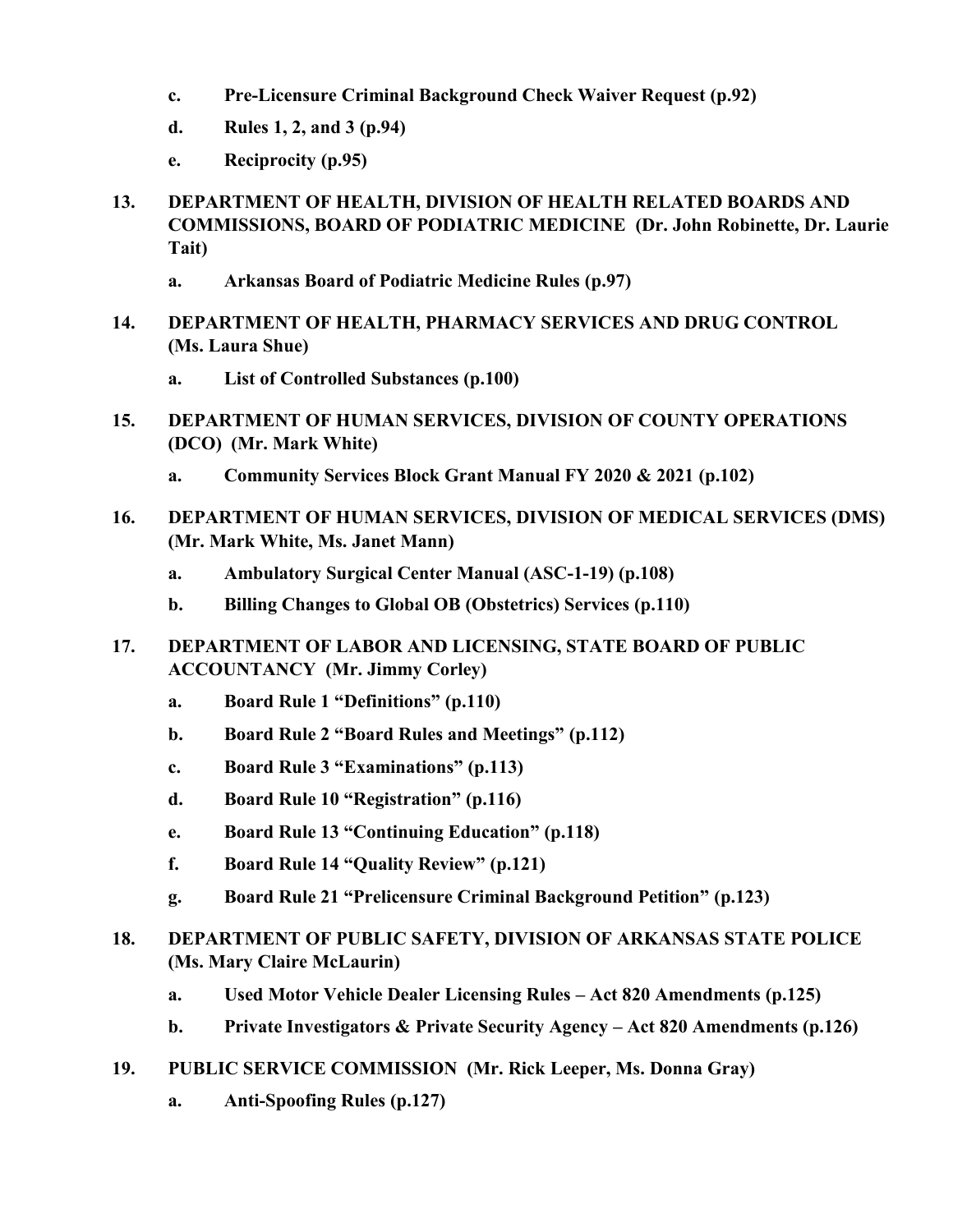- **c.** **Pre-Licensure Criminal Background Check Waiver Request (p.92)**
- **d.** **Rules 1, 2, and 3 (p.94)**
- **e.** **Reciprocity (p.95)**

**13. DEPARTMENT OF HEALTH, DIVISION OF HEALTH RELATED BOARDS AND COMMISSIONS, BOARD OF PODIATRIC MEDICINE (Dr. John Robinette, Dr. Laurie Tait)**

- **a.** **Arkansas Board of Podiatric Medicine Rules (p.97)**

**14. DEPARTMENT OF HEALTH, PHARMACY SERVICES AND DRUG CONTROL (Ms. Laura Shue)**

- **a.** **List of Controlled Substances (p.100)**

**15. DEPARTMENT OF HUMAN SERVICES, DIVISION OF COUNTY OPERATIONS (DCO) (Mr. Mark White)**

- **a.** **Community Services Block Grant Manual FY 2020 & 2021 (p.102)**

**16. DEPARTMENT OF HUMAN SERVICES, DIVISION OF MEDICAL SERVICES (DMS) (Mr. Mark White, Ms. Janet Mann)**

- **a.** **Ambulatory Surgical Center Manual (ASC-1-19) (p.108)**
- **b.** **Billing Changes to Global OB (Obstetrics) Services (p.110)**

**17. DEPARTMENT OF LABOR AND LICENSING, STATE BOARD OF PUBLIC ACCOUNTANCY (Mr. Jimmy Corley)**

- **a.** **Board Rule 1 "Definitions" (p.110)**
- **b.** **Board Rule 2 "Board Rules and Meetings" (p.112)**
- **c.** **Board Rule 3 "Examinations" (p.113)**
- **d.** **Board Rule 10 "Registration" (p.116)**
- **e.** **Board Rule 13 "Continuing Education" (p.118)**
- **f.** **Board Rule 14 "Quality Review" (p.121)**
- **g.** **Board Rule 21 "Prelicensure Criminal Background Petition" (p.123)**

**18. DEPARTMENT OF PUBLIC SAFETY, DIVISION OF ARKANSAS STATE POLICE (Ms. Mary Claire McLaurin)**

- **a.** **Used Motor Vehicle Dealer Licensing Rules – Act 820 Amendments (p.125)**
- **b.** **Private Investigators & Private Security Agency – Act 820 Amendments (p.126)**

**19. PUBLIC SERVICE COMMISSION (Mr. Rick Leeper, Ms. Donna Gray)**

- **a.** **Anti-Spoofing Rules (p.127)**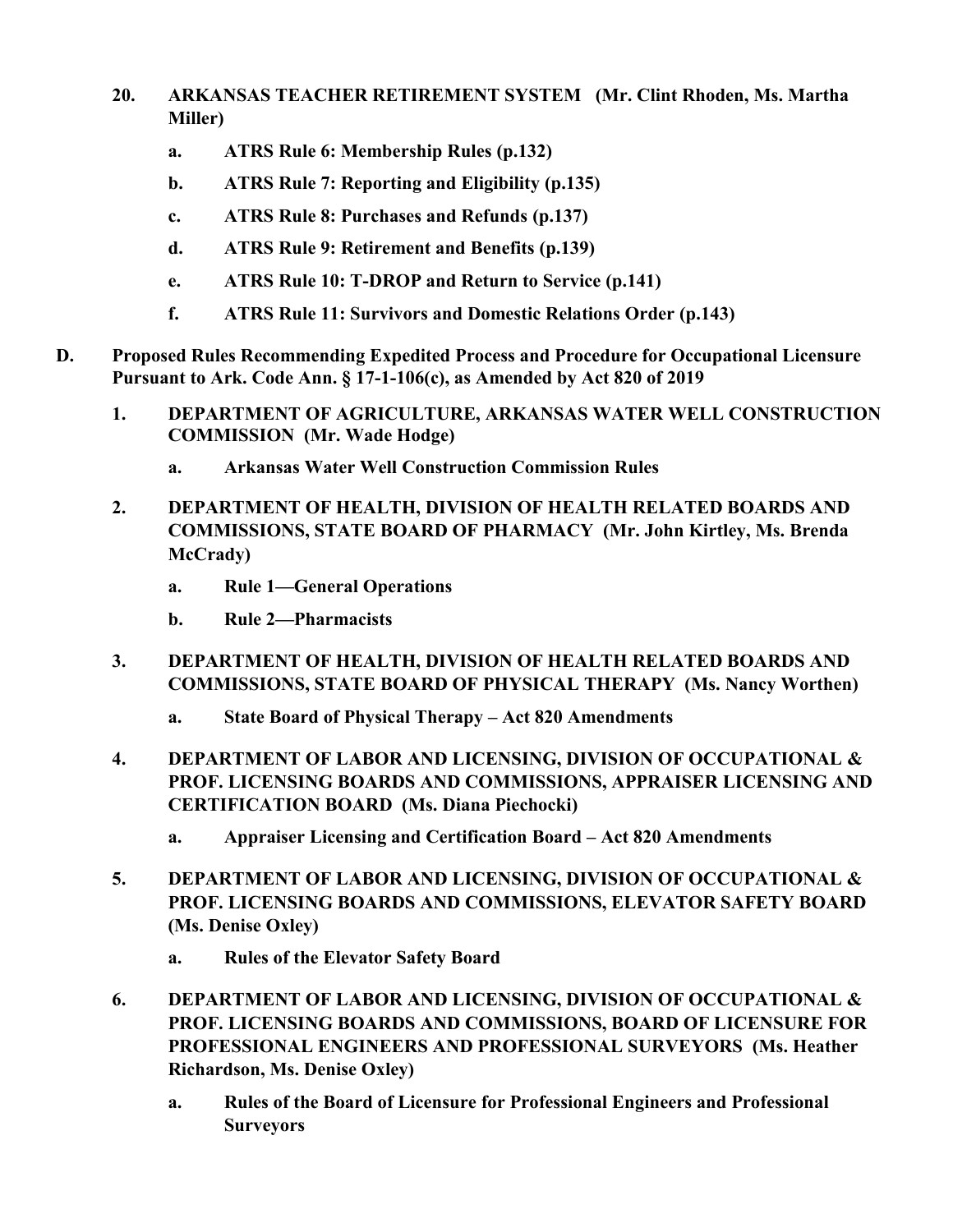20. **ARKANSAS TEACHER RETIREMENT SYSTEM (Mr. Clint Rhoden, Ms. Martha Miller)**

    a. **ATRS Rule 6: Membership Rules (p.132)**

    b. **ATRS Rule 7: Reporting and Eligibility (p.135)**

    c. **ATRS Rule 8: Purchases and Refunds (p.137)**

    d. **ATRS Rule 9: Retirement and Benefits (p.139)**

    e. **ATRS Rule 10: T-DROP and Return to Service (p.141)**

    f. **ATRS Rule 11: Survivors and Domestic Relations Order (p.143)**

**D. Proposed Rules Recommending Expedited Process and Procedure for Occupational Licensure Pursuant to Ark. Code Ann. § 17-1-106(c), as Amended by Act 820 of 2019**

1. **DEPARTMENT OF AGRICULTURE, ARKANSAS WATER WELL CONSTRUCTION COMMISSION (Mr. Wade Hodge)**

    a. **Arkansas Water Well Construction Commission Rules**

2. **DEPARTMENT OF HEALTH, DIVISION OF HEALTH RELATED BOARDS AND COMMISSIONS, STATE BOARD OF PHARMACY (Mr. John Kirtley, Ms. Brenda McCrady)**

    a. **Rule 1—General Operations**

    b. **Rule 2—Pharmacists**

3. **DEPARTMENT OF HEALTH, DIVISION OF HEALTH RELATED BOARDS AND COMMISSIONS, STATE BOARD OF PHYSICAL THERAPY (Ms. Nancy Worthen)**

    a. **State Board of Physical Therapy – Act 820 Amendments**

4. **DEPARTMENT OF LABOR AND LICENSING, DIVISION OF OCCUPATIONAL & PROF. LICENSING BOARDS AND COMMISSIONS, APPRAISER LICENSING AND CERTIFICATION BOARD (Ms. Diana Piechocki)**

    a. **Appraiser Licensing and Certification Board – Act 820 Amendments**

5. **DEPARTMENT OF LABOR AND LICENSING, DIVISION OF OCCUPATIONAL & PROF. LICENSING BOARDS AND COMMISSIONS, ELEVATOR SAFETY BOARD (Ms. Denise Oxley)**

    a. **Rules of the Elevator Safety Board**

6. **DEPARTMENT OF LABOR AND LICENSING, DIVISION OF OCCUPATIONAL & PROF. LICENSING BOARDS AND COMMISSIONS, BOARD OF LICENSURE FOR PROFESSIONAL ENGINEERS AND PROFESSIONAL SURVEYORS (Ms. Heather Richardson, Ms. Denise Oxley)**

    a. **Rules of the Board of Licensure for Professional Engineers and Professional Surveyors**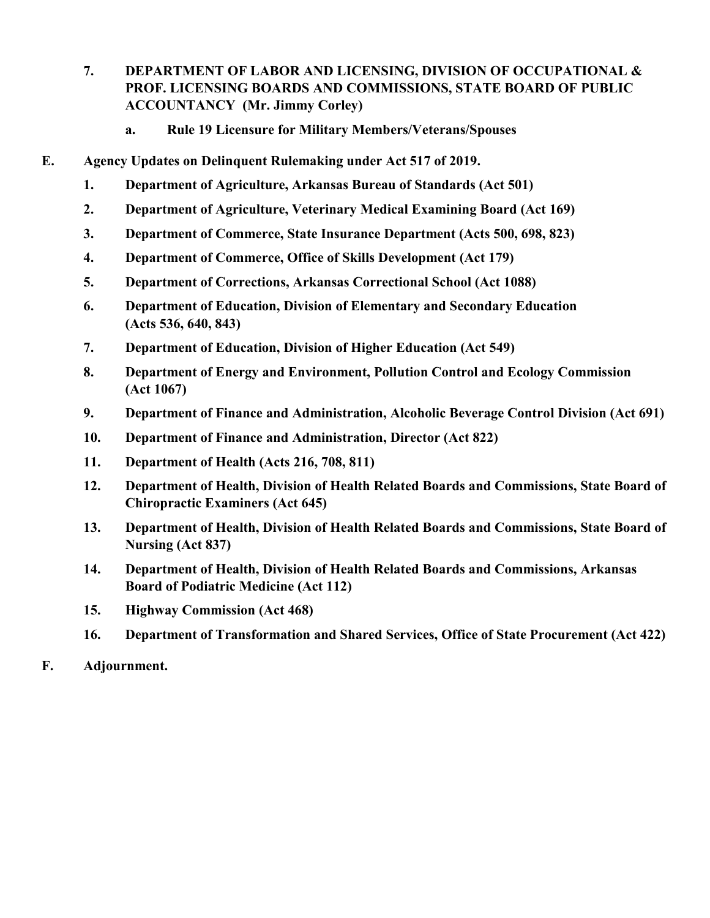7. **DEPARTMENT OF LABOR AND LICENSING, DIVISION OF OCCUPATIONAL & PROF. LICENSING BOARDS AND COMMISSIONS, STATE BOARD OF PUBLIC ACCOUNTANCY (Mr. Jimmy Corley)**

   a. **Rule 19 Licensure for Military Members/Veterans/Spouses**

**E. Agency Updates on Delinquent Rulemaking under Act 517 of 2019.**

1. **Department of Agriculture, Arkansas Bureau of Standards (Act 501)**
2. **Department of Agriculture, Veterinary Medical Examining Board (Act 169)**
3. **Department of Commerce, State Insurance Department (Acts 500, 698, 823)**
4. **Department of Commerce, Office of Skills Development (Act 179)**
5. **Department of Corrections, Arkansas Correctional School (Act 1088)**
6. **Department of Education, Division of Elementary and Secondary Education (Acts 536, 640, 843)**
7. **Department of Education, Division of Higher Education (Act 549)**
8. **Department of Energy and Environment, Pollution Control and Ecology Commission (Act 1067)**
9. **Department of Finance and Administration, Alcoholic Beverage Control Division (Act 691)**
10. **Department of Finance and Administration, Director (Act 822)**
11. **Department of Health (Acts 216, 708, 811)**
12. **Department of Health, Division of Health Related Boards and Commissions, State Board of Chiropractic Examiners (Act 645)**
13. **Department of Health, Division of Health Related Boards and Commissions, State Board of Nursing (Act 837)**
14. **Department of Health, Division of Health Related Boards and Commissions, Arkansas Board of Podiatric Medicine (Act 112)**
15. **Highway Commission (Act 468)**
16. **Department of Transformation and Shared Services, Office of State Procurement (Act 422)**

**F. Adjournment.**